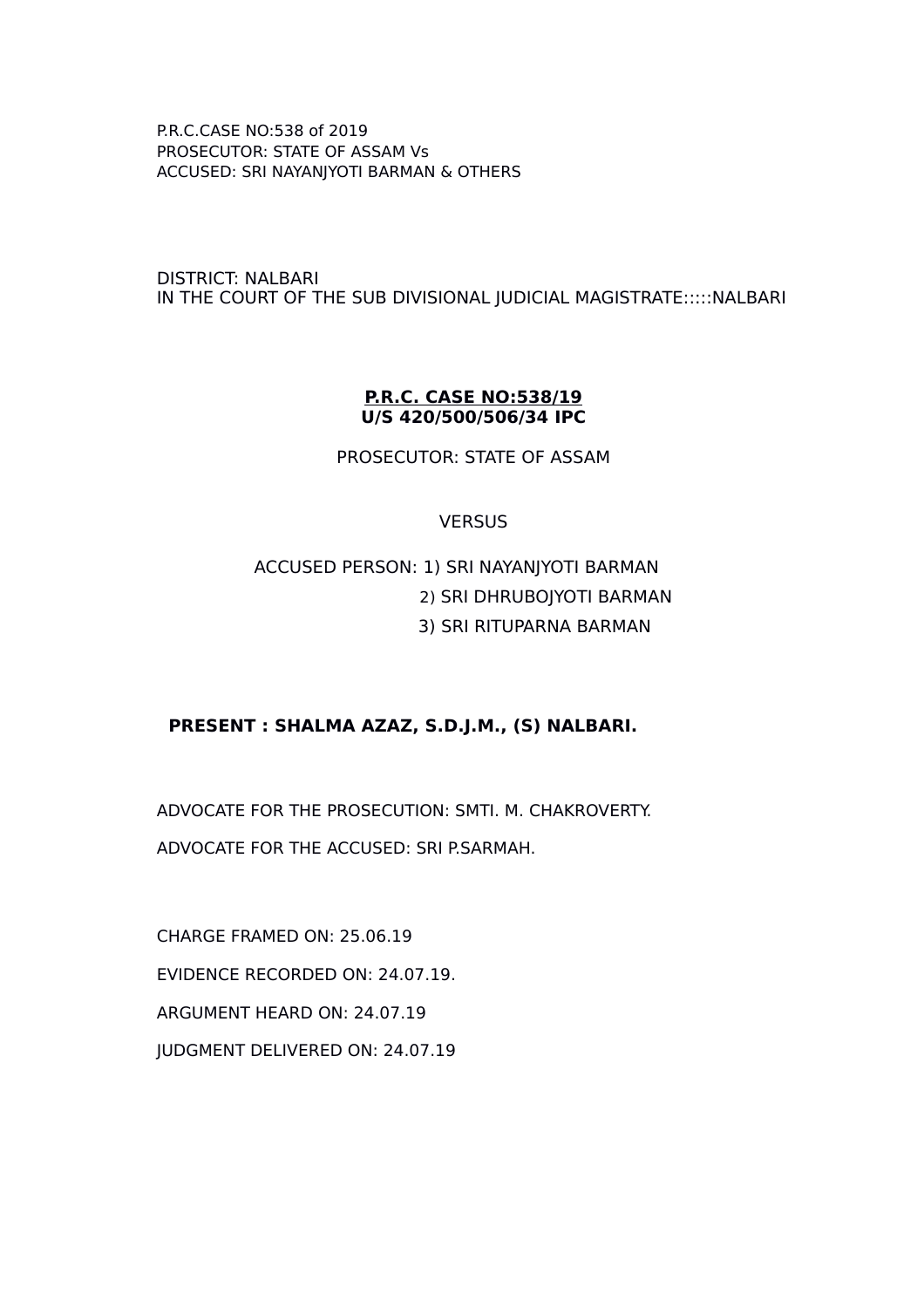P.R.C.CASE NO:538 of 2019
PROSECUTOR: STATE OF ASSAM Vs
ACCUSED: SRI NAYANJYOTI BARMAN & OTHERS

DISTRICT: NALBARI
IN THE COURT OF THE SUB DIVISIONAL JUDICIAL MAGISTRATE:::::NALBARI

**P.R.C. CASE NO:538/19**
**U/S 420/500/506/34 IPC**

PROSECUTOR: STATE OF ASSAM

VERSUS

ACCUSED PERSON: 1) SRI NAYANJYOTI BARMAN
2) SRI DHRUBOJYOTI BARMAN
3) SRI RITUPARNA BARMAN

**PRESENT : SHALMA AZAZ, S.D.J.M., (S) NALBARI.**

ADVOCATE FOR THE PROSECUTION: SMTI. M. CHAKROVERTY.

ADVOCATE FOR THE ACCUSED: SRI P.SARMAH.

CHARGE FRAMED ON: 25.06.19

EVIDENCE RECORDED ON: 24.07.19.

ARGUMENT HEARD ON: 24.07.19

JUDGMENT DELIVERED ON: 24.07.19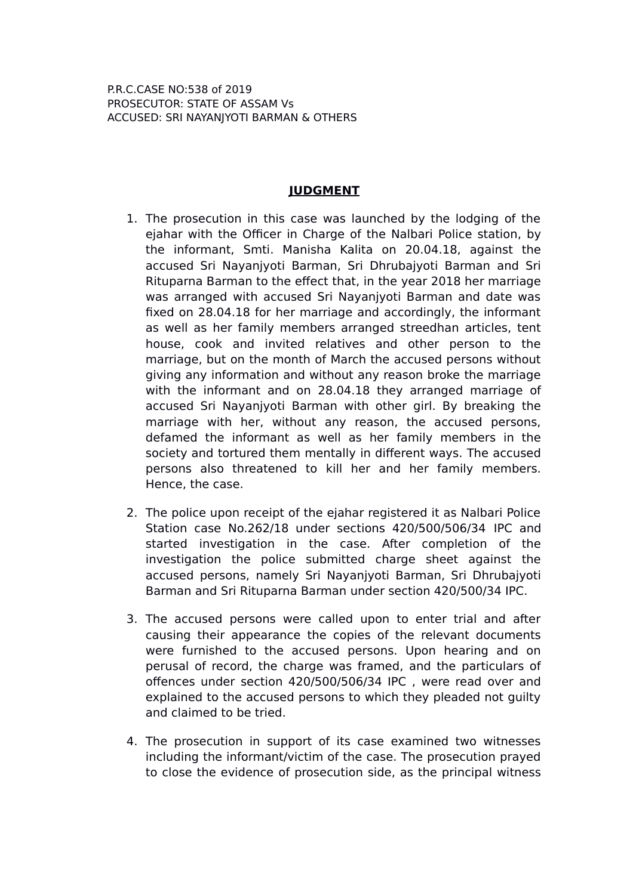P.R.C.CASE NO:538 of 2019
PROSECUTOR: STATE OF ASSAM Vs
ACCUSED: SRI NAYANJYOTI BARMAN & OTHERS

## JUDGMENT

1. The prosecution in this case was launched by the lodging of the ejahar with the Officer in Charge of the Nalbari Police station, by the informant, Smti. Manisha Kalita on 20.04.18, against the accused Sri Nayanjyoti Barman, Sri Dhrubajyoti Barman and Sri Rituparna Barman to the effect that, in the year 2018 her marriage was arranged with accused Sri Nayanjyoti Barman and date was fixed on 28.04.18 for her marriage and accordingly, the informant as well as her family members arranged streedhan articles, tent house, cook and invited relatives and other person to the marriage, but on the month of March the accused persons without giving any information and without any reason broke the marriage with the informant and on 28.04.18 they arranged marriage of accused Sri Nayanjyoti Barman with other girl. By breaking the marriage with her, without any reason, the accused persons, defamed the informant as well as her family members in the society and tortured them mentally in different ways. The accused persons also threatened to kill her and her family members. Hence, the case.

2. The police upon receipt of the ejahar registered it as Nalbari Police Station case No.262/18 under sections 420/500/506/34 IPC and started investigation in the case. After completion of the investigation the police submitted charge sheet against the accused persons, namely Sri Nayanjyoti Barman, Sri Dhrubajyoti Barman and Sri Rituparna Barman under section 420/500/34 IPC.

3. The accused persons were called upon to enter trial and after causing their appearance the copies of the relevant documents were furnished to the accused persons. Upon hearing and on perusal of record, the charge was framed, and the particulars of offences under section 420/500/506/34 IPC , were read over and explained to the accused persons to which they pleaded not guilty and claimed to be tried.

4. The prosecution in support of its case examined two witnesses including the informant/victim of the case. The prosecution prayed to close the evidence of prosecution side, as the principal witness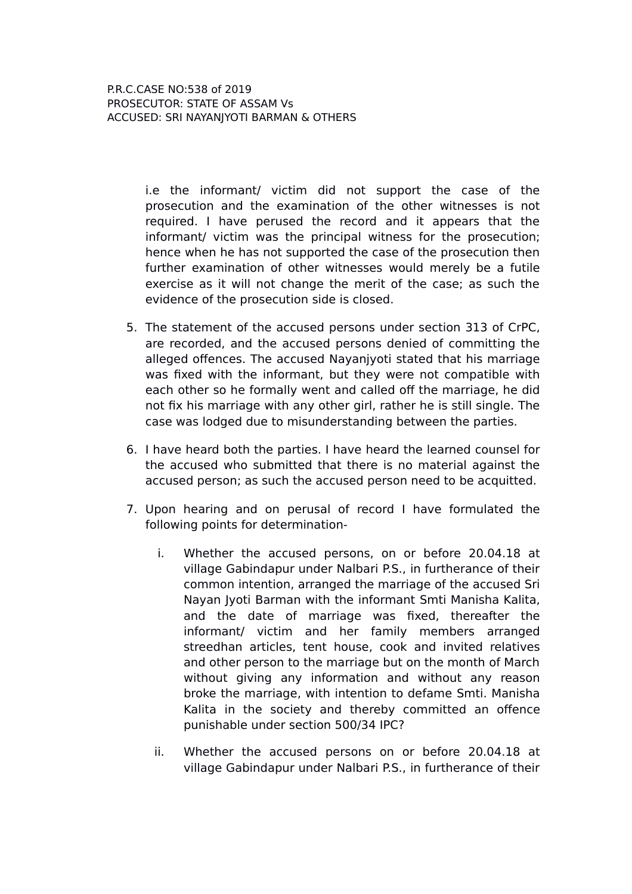i.e the informant/ victim did not support the case of the prosecution and the examination of the other witnesses is not required. I have perused the record and it appears that the informant/ victim was the principal witness for the prosecution; hence when he has not supported the case of the prosecution then further examination of other witnesses would merely be a futile exercise as it will not change the merit of the case; as such the evidence of the prosecution side is closed.

5. The statement of the accused persons under section 313 of CrPC, are recorded, and the accused persons denied of committing the alleged offences. The accused Nayanjyoti stated that his marriage was fixed with the informant, but they were not compatible with each other so he formally went and called off the marriage, he did not fix his marriage with any other girl, rather he is still single. The case was lodged due to misunderstanding between the parties.

6. I have heard both the parties. I have heard the learned counsel for the accused who submitted that there is no material against the accused person; as such the accused person need to be acquitted.

7. Upon hearing and on perusal of record I have formulated the following points for determination-

   i. Whether the accused persons, on or before 20.04.18 at village Gabindapur under Nalbari P.S., in furtherance of their common intention, arranged the marriage of the accused Sri Nayan Jyoti Barman with the informant Smti Manisha Kalita, and the date of marriage was fixed, thereafter the informant/ victim and her family members arranged streedhan articles, tent house, cook and invited relatives and other person to the marriage but on the month of March without giving any information and without any reason broke the marriage, with intention to defame Smti. Manisha Kalita in the society and thereby committed an offence punishable under section 500/34 IPC?

   ii. Whether the accused persons on or before 20.04.18 at village Gabindapur under Nalbari P.S., in furtherance of their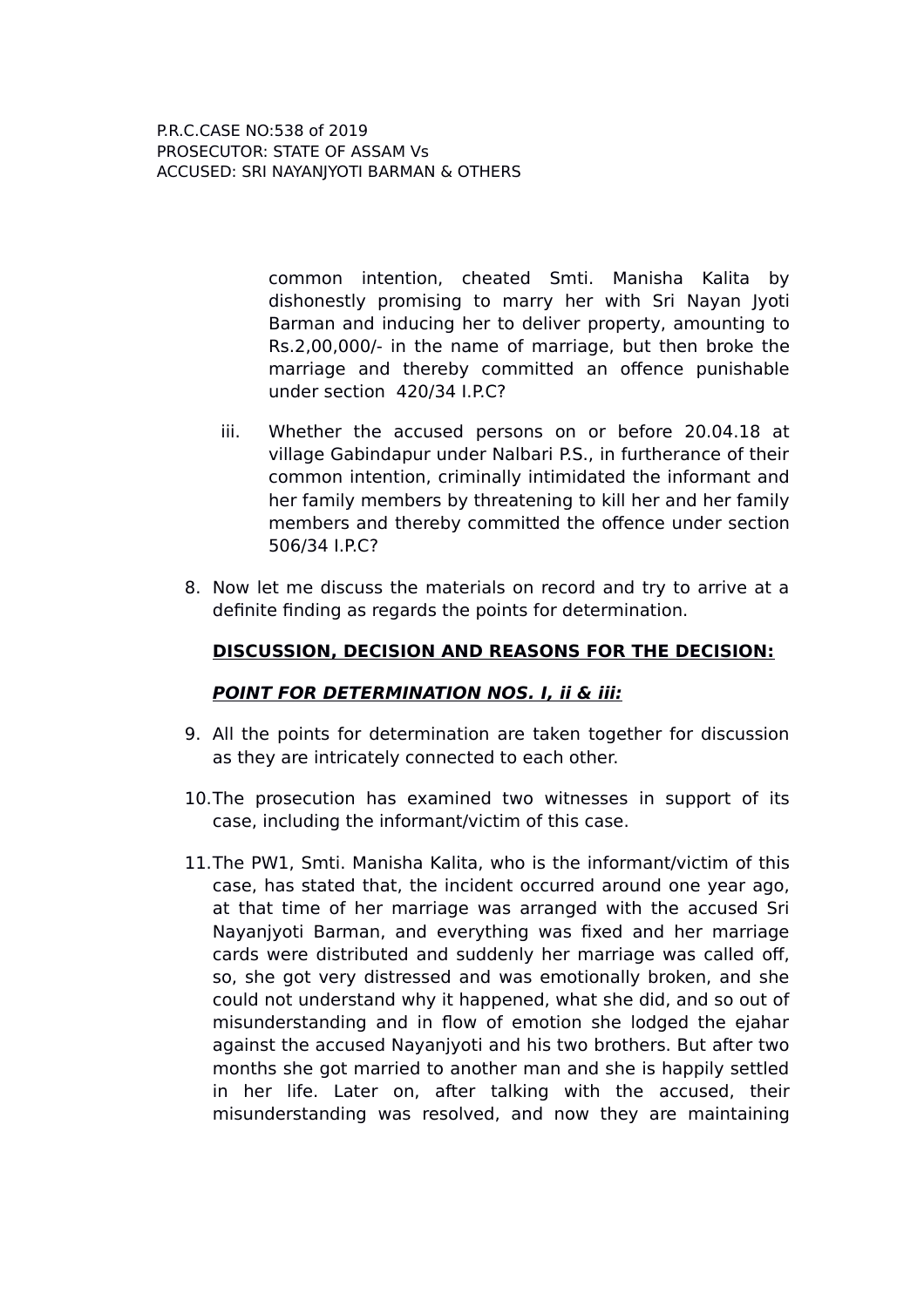common intention, cheated Smti. Manisha Kalita by dishonestly promising to marry her with Sri Nayan Jyoti Barman and inducing her to deliver property, amounting to Rs.2,00,000/- in the name of marriage, but then broke the marriage and thereby committed an offence punishable under section 420/34 I.P.C?

iii. Whether the accused persons on or before 20.04.18 at village Gabindapur under Nalbari P.S., in furtherance of their common intention, criminally intimidated the informant and her family members by threatening to kill her and her family members and thereby committed the offence under section 506/34 I.P.C?

8. Now let me discuss the materials on record and try to arrive at a definite finding as regards the points for determination.

**<u>DISCUSSION, DECISION AND REASONS FOR THE DECISION:</u>**

***<u>POINT FOR DETERMINATION NOS. I, ii & iii:</u>***

9. All the points for determination are taken together for discussion as they are intricately connected to each other.

10. The prosecution has examined two witnesses in support of its case, including the informant/victim of this case.

11. The PW1, Smti. Manisha Kalita, who is the informant/victim of this case, has stated that, the incident occurred around one year ago, at that time of her marriage was arranged with the accused Sri Nayanjyoti Barman, and everything was fixed and her marriage cards were distributed and suddenly her marriage was called off, so, she got very distressed and was emotionally broken, and she could not understand why it happened, what she did, and so out of misunderstanding and in flow of emotion she lodged the ejahar against the accused Nayanjyoti and his two brothers. But after two months she got married to another man and she is happily settled in her life. Later on, after talking with the accused, their misunderstanding was resolved, and now they are maintaining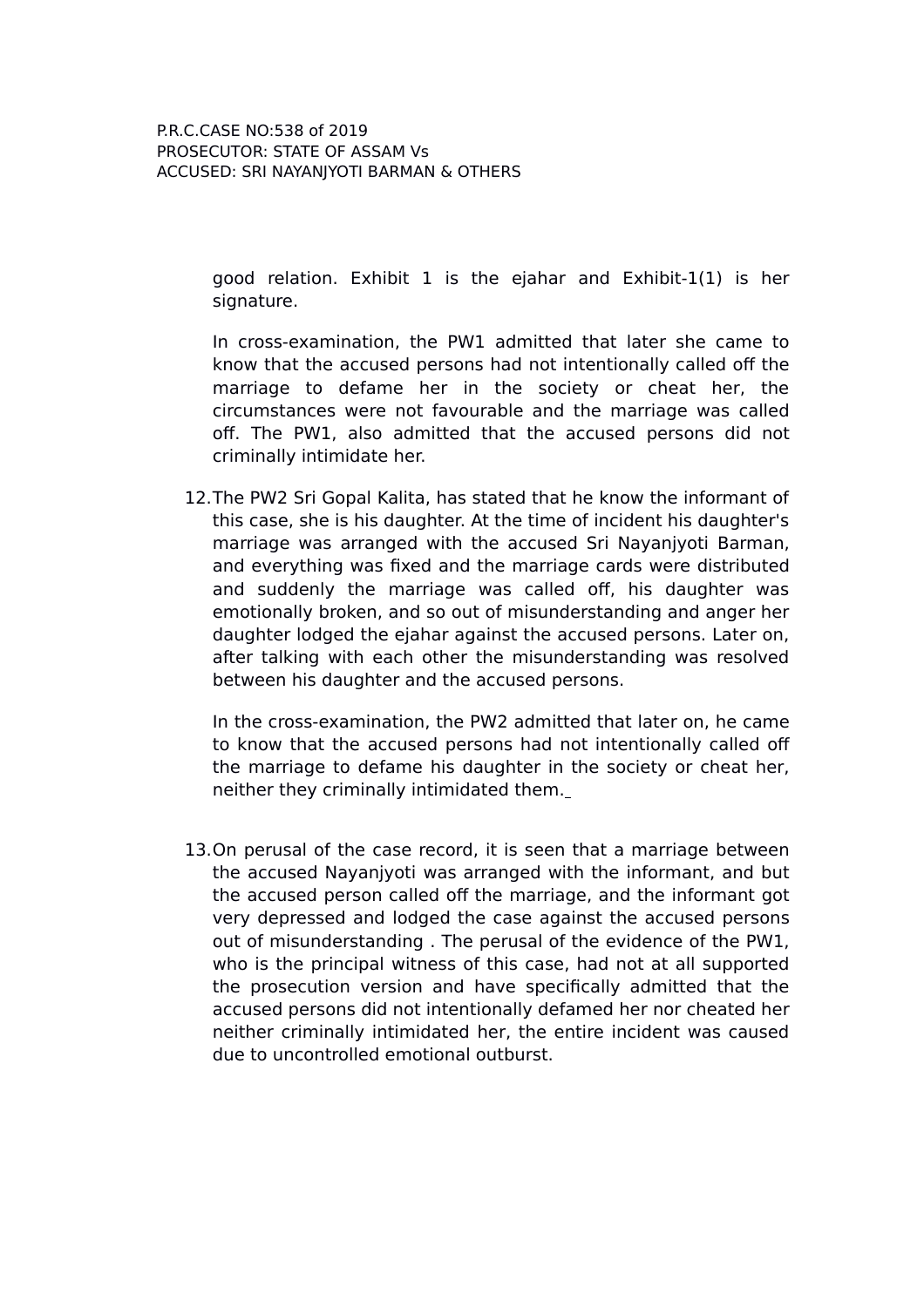good relation. Exhibit 1 is the ejahar and Exhibit-1(1) is her signature.

In cross-examination, the PW1 admitted that later she came to know that the accused persons had not intentionally called off the marriage to defame her in the society or cheat her, the circumstances were not favourable and the marriage was called off. The PW1, also admitted that the accused persons did not criminally intimidate her.

12. The PW2 Sri Gopal Kalita, has stated that he know the informant of this case, she is his daughter. At the time of incident his daughter's marriage was arranged with the accused Sri Nayanjyoti Barman, and everything was fixed and the marriage cards were distributed and suddenly the marriage was called off, his daughter was emotionally broken, and so out of misunderstanding and anger her daughter lodged the ejahar against the accused persons. Later on, after talking with each other the misunderstanding was resolved between his daughter and the accused persons.

    In the cross-examination, the PW2 admitted that later on, he came to know that the accused persons had not intentionally called off the marriage to defame his daughter in the society or cheat her, neither they criminally intimidated them.

13. On perusal of the case record, it is seen that a marriage between the accused Nayanjyoti was arranged with the informant, and but the accused person called off the marriage, and the informant got very depressed and lodged the case against the accused persons out of misunderstanding . The perusal of the evidence of the PW1, who is the principal witness of this case, had not at all supported the prosecution version and have specifically admitted that the accused persons did not intentionally defamed her nor cheated her neither criminally intimidated her, the entire incident was caused due to uncontrolled emotional outburst.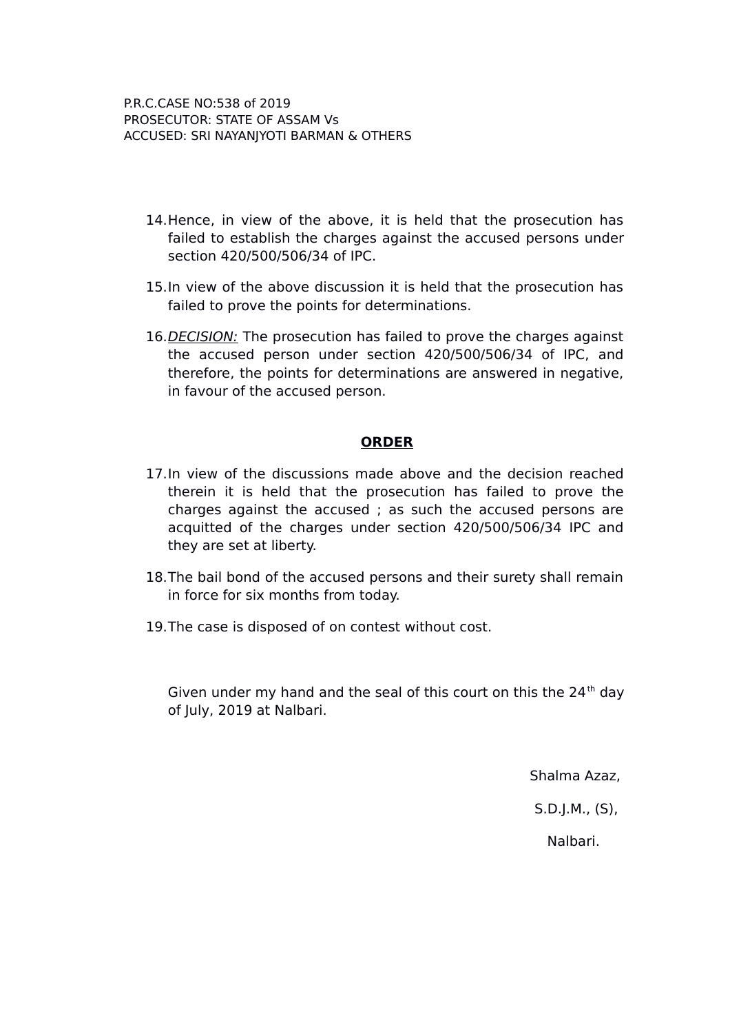14. Hence, in view of the above, it is held that the prosecution has failed to establish the charges against the accused persons under section 420/500/506/34 of IPC.

15. In view of the above discussion it is held that the prosecution has failed to prove the points for determinations.

16. *DECISION:* The prosecution has failed to prove the charges against the accused person under section 420/500/506/34 of IPC, and therefore, the points for determinations are answered in negative, in favour of the accused person.

## ORDER

17. In view of the discussions made above and the decision reached therein it is held that the prosecution has failed to prove the charges against the accused ; as such the accused persons are acquitted of the charges under section 420/500/506/34 IPC and they are set at liberty.

18. The bail bond of the accused persons and their surety shall remain in force for six months from today.

19. The case is disposed of on contest without cost.

Given under my hand and the seal of this court on this the 24th day of July, 2019 at Nalbari.

Shalma Azaz,

S.D.J.M., (S),

Nalbari.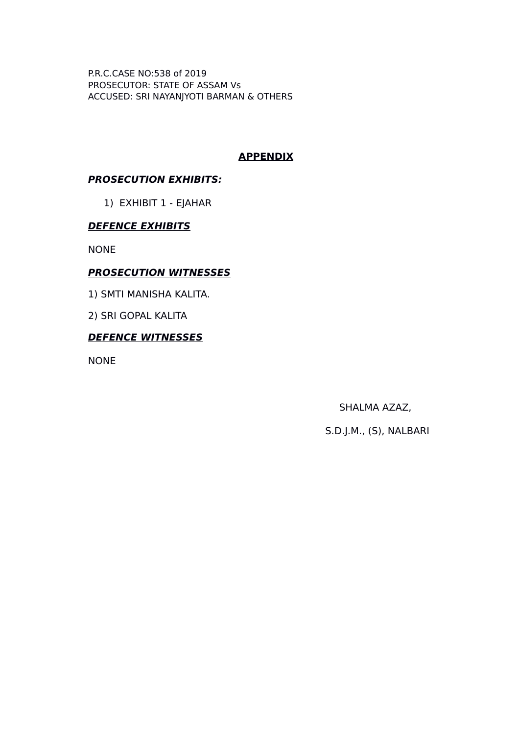P.R.C.CASE NO:538 of 2019
PROSECUTOR: STATE OF ASSAM Vs
ACCUSED: SRI NAYANJYOTI BARMAN & OTHERS

## APPENDIX

***PROSECUTION EXHIBITS:***

1) EXHIBIT 1 - EJAHAR

***DEFENCE EXHIBITS***

NONE

***PROSECUTION WITNESSES***

1) SMTI MANISHA KALITA.

2) SRI GOPAL KALITA

***DEFENCE WITNESSES***

NONE

SHALMA AZAZ,

S.D.J.M., (S), NALBARI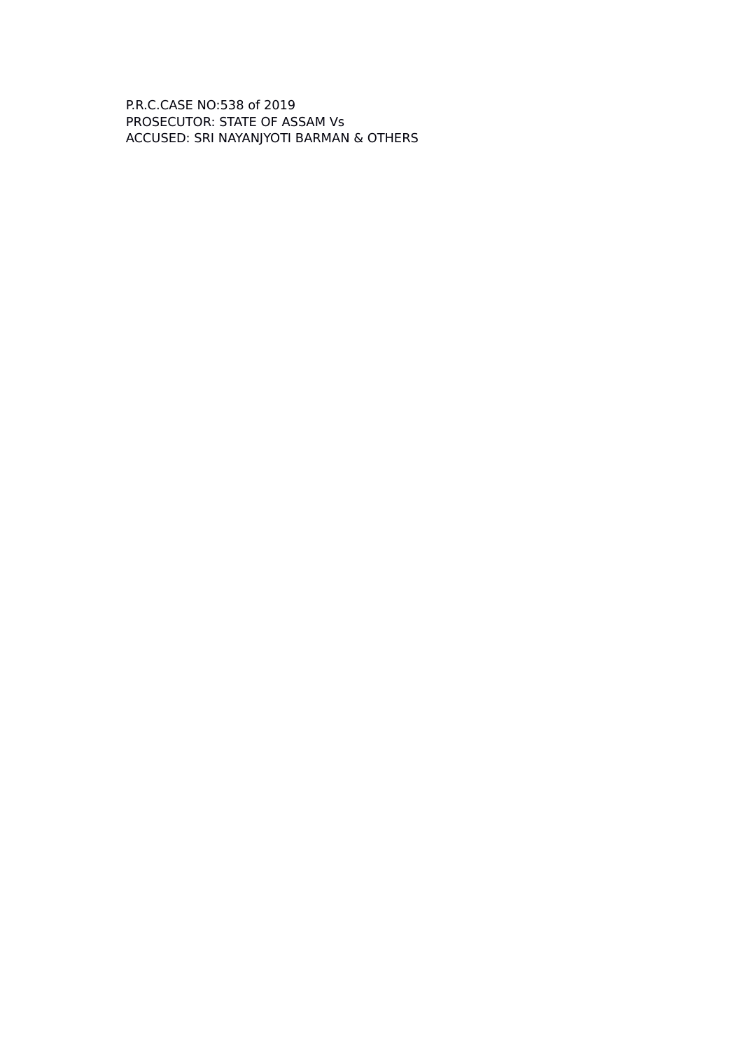P.R.C.CASE NO:538 of 2019
PROSECUTOR: STATE OF ASSAM Vs
ACCUSED: SRI NAYANJYOTI BARMAN & OTHERS